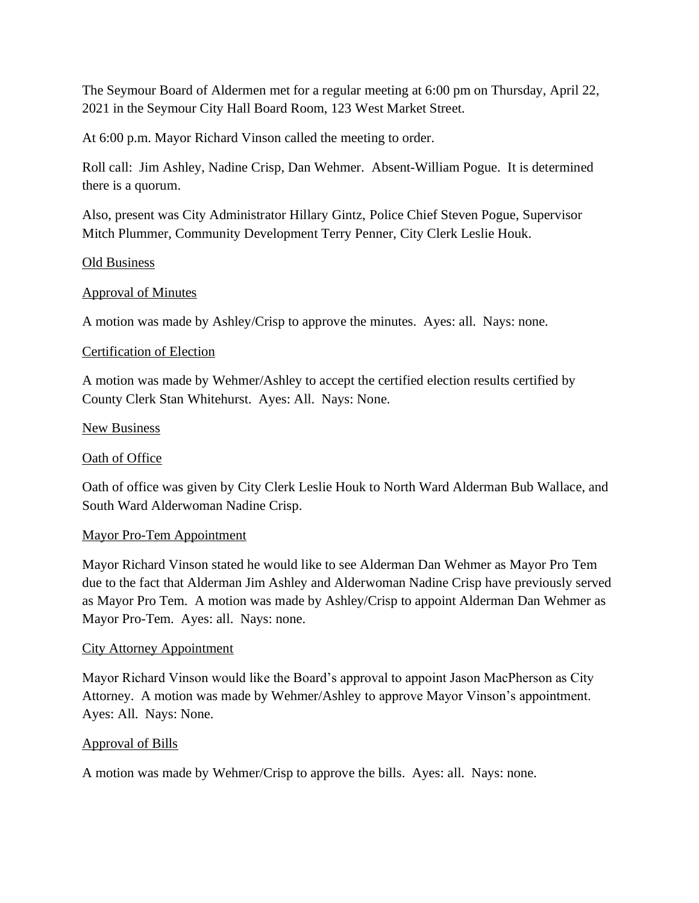The Seymour Board of Aldermen met for a regular meeting at 6:00 pm on Thursday, April 22, 2021 in the Seymour City Hall Board Room, 123 West Market Street.

At 6:00 p.m. Mayor Richard Vinson called the meeting to order.

Roll call: Jim Ashley, Nadine Crisp, Dan Wehmer. Absent-William Pogue. It is determined there is a quorum.

Also, present was City Administrator Hillary Gintz, Police Chief Steven Pogue, Supervisor Mitch Plummer, Community Development Terry Penner, City Clerk Leslie Houk.

<u>Old Business</u>

<u>Approval of Minutes</u>

A motion was made by Ashley/Crisp to approve the minutes. Ayes: all. Nays: none.

<u>Certification of Election</u>

A motion was made by Wehmer/Ashley to accept the certified election results certified by County Clerk Stan Whitehurst. Ayes: All. Nays: None.

<u>New Business</u>

<u>Oath of Office</u>

Oath of office was given by City Clerk Leslie Houk to North Ward Alderman Bub Wallace, and South Ward Alderwoman Nadine Crisp.

<u>Mayor Pro-Tem Appointment</u>

Mayor Richard Vinson stated he would like to see Alderman Dan Wehmer as Mayor Pro Tem due to the fact that Alderman Jim Ashley and Alderwoman Nadine Crisp have previously served as Mayor Pro Tem. A motion was made by Ashley/Crisp to appoint Alderman Dan Wehmer as Mayor Pro-Tem. Ayes: all. Nays: none.

<u>City Attorney Appointment</u>

Mayor Richard Vinson would like the Board's approval to appoint Jason MacPherson as City Attorney. A motion was made by Wehmer/Ashley to approve Mayor Vinson's appointment. Ayes: All. Nays: None.

<u>Approval of Bills</u>

A motion was made by Wehmer/Crisp to approve the bills. Ayes: all. Nays: none.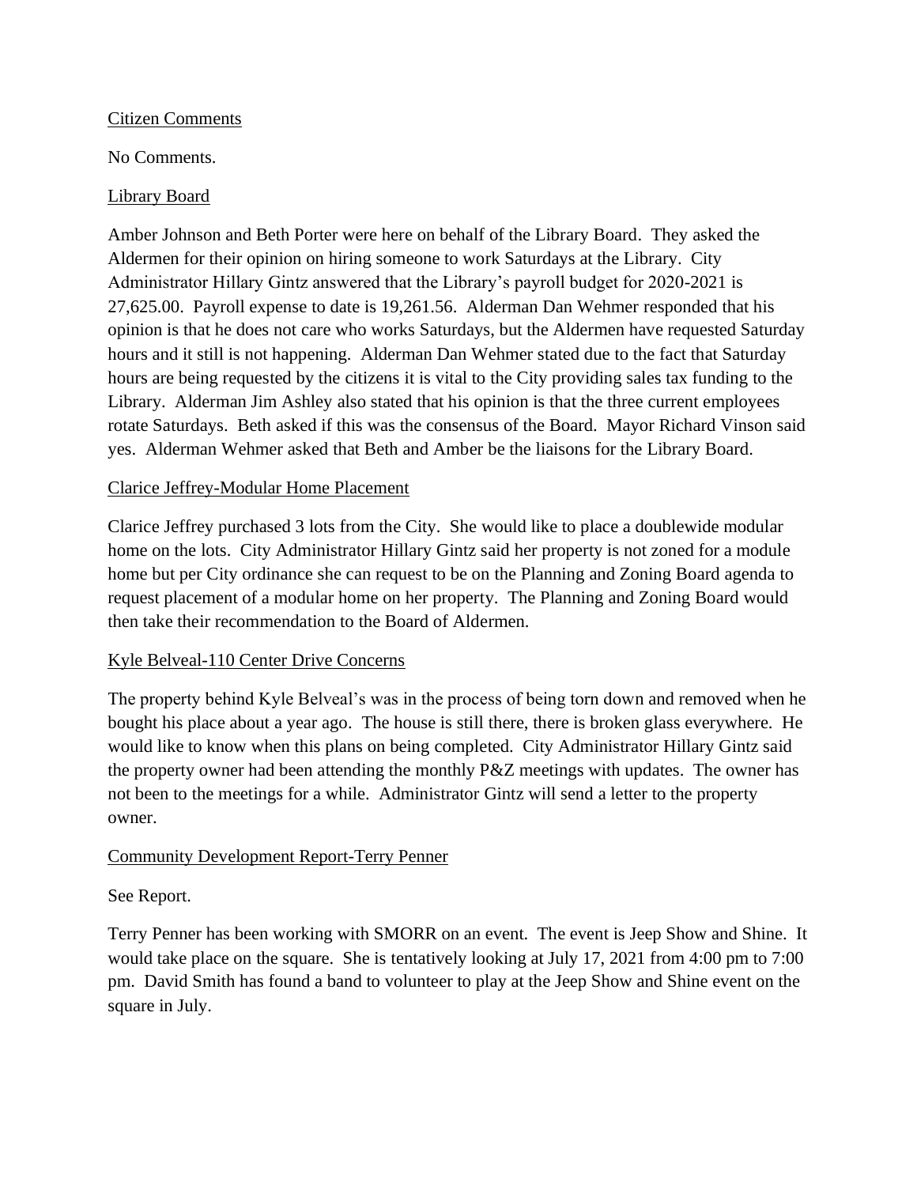Citizen Comments

No Comments.

Library Board

Amber Johnson and Beth Porter were here on behalf of the Library Board. They asked the Aldermen for their opinion on hiring someone to work Saturdays at the Library. City Administrator Hillary Gintz answered that the Library's payroll budget for 2020-2021 is 27,625.00. Payroll expense to date is 19,261.56. Alderman Dan Wehmer responded that his opinion is that he does not care who works Saturdays, but the Aldermen have requested Saturday hours and it still is not happening. Alderman Dan Wehmer stated due to the fact that Saturday hours are being requested by the citizens it is vital to the City providing sales tax funding to the Library. Alderman Jim Ashley also stated that his opinion is that the three current employees rotate Saturdays. Beth asked if this was the consensus of the Board. Mayor Richard Vinson said yes. Alderman Wehmer asked that Beth and Amber be the liaisons for the Library Board.

Clarice Jeffrey-Modular Home Placement

Clarice Jeffrey purchased 3 lots from the City. She would like to place a doublewide modular home on the lots. City Administrator Hillary Gintz said her property is not zoned for a module home but per City ordinance she can request to be on the Planning and Zoning Board agenda to request placement of a modular home on her property. The Planning and Zoning Board would then take their recommendation to the Board of Aldermen.

Kyle Belveal-110 Center Drive Concerns

The property behind Kyle Belveal's was in the process of being torn down and removed when he bought his place about a year ago. The house is still there, there is broken glass everywhere. He would like to know when this plans on being completed. City Administrator Hillary Gintz said the property owner had been attending the monthly P&Z meetings with updates. The owner has not been to the meetings for a while. Administrator Gintz will send a letter to the property owner.

Community Development Report-Terry Penner

See Report.

Terry Penner has been working with SMORR on an event. The event is Jeep Show and Shine. It would take place on the square. She is tentatively looking at July 17, 2021 from 4:00 pm to 7:00 pm. David Smith has found a band to volunteer to play at the Jeep Show and Shine event on the square in July.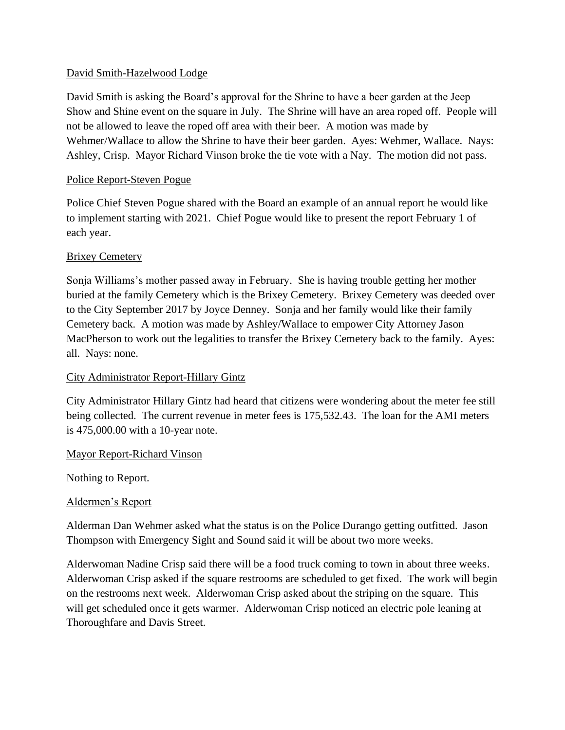David Smith-Hazelwood Lodge

David Smith is asking the Board's approval for the Shrine to have a beer garden at the Jeep Show and Shine event on the square in July. The Shrine will have an area roped off. People will not be allowed to leave the roped off area with their beer. A motion was made by Wehmer/Wallace to allow the Shrine to have their beer garden. Ayes: Wehmer, Wallace. Nays: Ashley, Crisp. Mayor Richard Vinson broke the tie vote with a Nay. The motion did not pass.

Police Report-Steven Pogue

Police Chief Steven Pogue shared with the Board an example of an annual report he would like to implement starting with 2021. Chief Pogue would like to present the report February 1 of each year.

Brixey Cemetery

Sonja Williams's mother passed away in February. She is having trouble getting her mother buried at the family Cemetery which is the Brixey Cemetery. Brixey Cemetery was deeded over to the City September 2017 by Joyce Denney. Sonja and her family would like their family Cemetery back. A motion was made by Ashley/Wallace to empower City Attorney Jason MacPherson to work out the legalities to transfer the Brixey Cemetery back to the family. Ayes: all. Nays: none.

City Administrator Report-Hillary Gintz

City Administrator Hillary Gintz had heard that citizens were wondering about the meter fee still being collected. The current revenue in meter fees is 175,532.43. The loan for the AMI meters is 475,000.00 with a 10-year note.

Mayor Report-Richard Vinson

Nothing to Report.

Aldermen's Report

Alderman Dan Wehmer asked what the status is on the Police Durango getting outfitted. Jason Thompson with Emergency Sight and Sound said it will be about two more weeks.

Alderwoman Nadine Crisp said there will be a food truck coming to town in about three weeks. Alderwoman Crisp asked if the square restrooms are scheduled to get fixed. The work will begin on the restrooms next week. Alderwoman Crisp asked about the striping on the square. This will get scheduled once it gets warmer. Alderwoman Crisp noticed an electric pole leaning at Thoroughfare and Davis Street.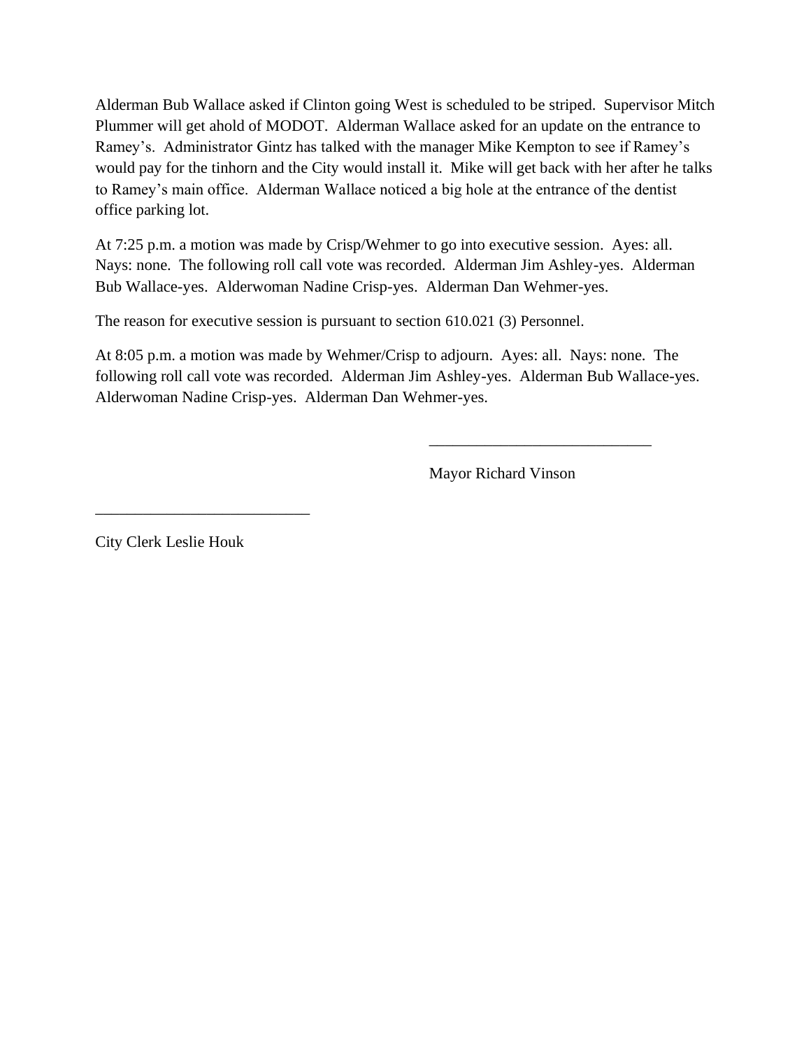Alderman Bub Wallace asked if Clinton going West is scheduled to be striped. Supervisor Mitch Plummer will get ahold of MODOT. Alderman Wallace asked for an update on the entrance to Ramey's. Administrator Gintz has talked with the manager Mike Kempton to see if Ramey's would pay for the tinhorn and the City would install it. Mike will get back with her after he talks to Ramey's main office. Alderman Wallace noticed a big hole at the entrance of the dentist office parking lot.

At 7:25 p.m. a motion was made by Crisp/Wehmer to go into executive session. Ayes: all. Nays: none. The following roll call vote was recorded. Alderman Jim Ashley-yes. Alderman Bub Wallace-yes. Alderwoman Nadine Crisp-yes. Alderman Dan Wehmer-yes.

The reason for executive session is pursuant to section 610.021 (3) Personnel.

At 8:05 p.m. a motion was made by Wehmer/Crisp to adjourn. Ayes: all. Nays: none. The following roll call vote was recorded. Alderman Jim Ashley-yes. Alderman Bub Wallace-yes. Alderwoman Nadine Crisp-yes. Alderman Dan Wehmer-yes.

\_\_\_\_\_\_\_\_\_\_\_\_\_\_\_\_\_\_\_\_\_\_\_\_\_\_\_\_

Mayor Richard Vinson

\_\_\_\_\_\_\_\_\_\_\_\_\_\_\_\_\_\_\_\_\_\_\_\_\_\_\_

City Clerk Leslie Houk